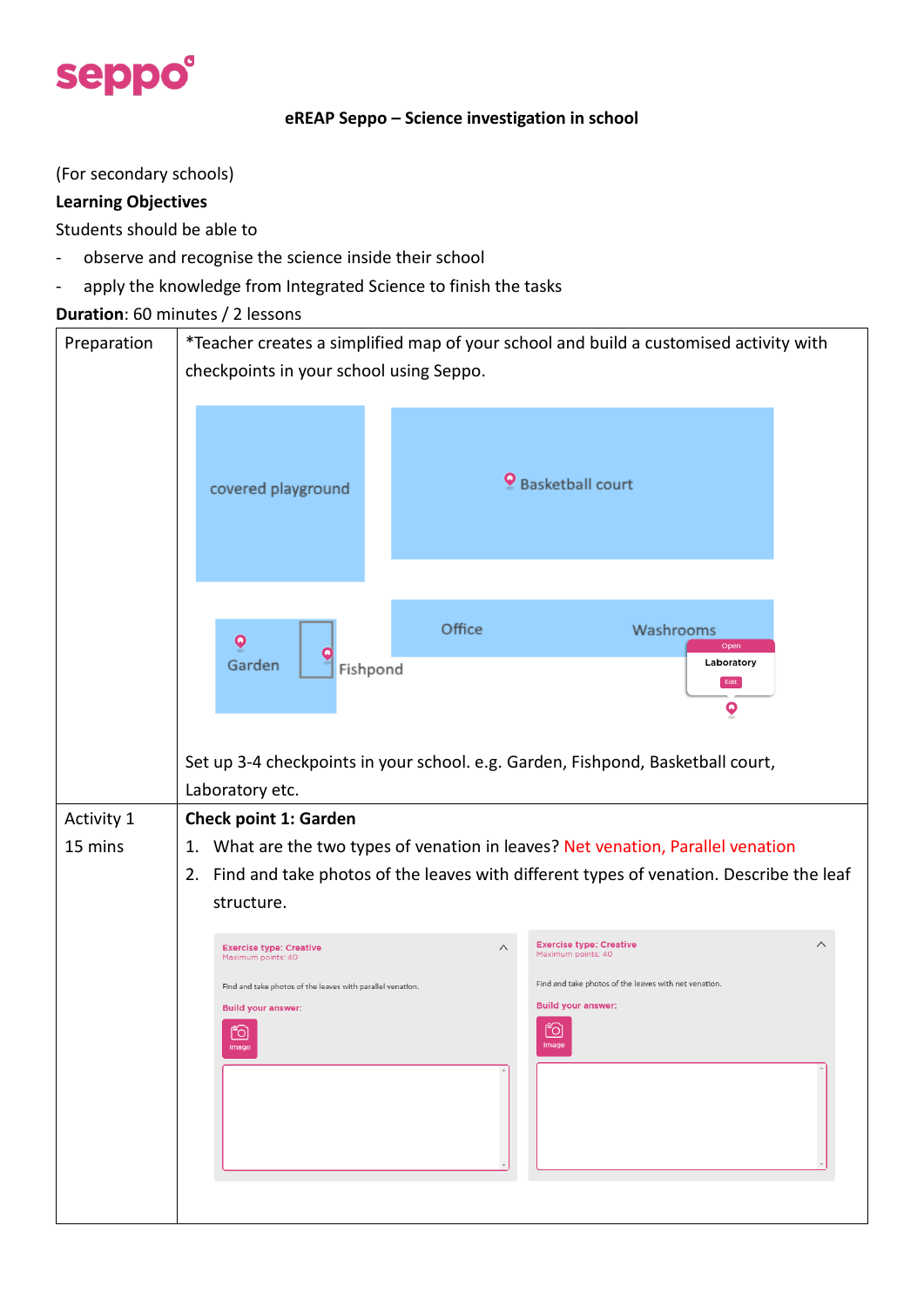seppo

**eREAP Seppo – Science investigation in school**

(For secondary schools)

**Learning Objectives**

Students should be able to

- observe and recognise the science inside their school
- apply the knowledge from Integrated Science to finish the tasks

**Duration**: 60 minutes / 2 lessons

| Preparation | *Teacher creates a simplified map of your school and build a customised activity with checkpoints in your school using Seppo.<br><br>covered playground, Basketball court, Garden, Fishpond, Office, Washrooms, Laboratory<br><br>Set up 3-4 checkpoints in your school. e.g. Garden, Fishpond, Basketball court, Laboratory etc. |
|---|---|
| Activity 1<br>15 mins | **Check point 1: Garden**<br>1. What are the two types of venation in leaves? Net venation, Parallel venation<br>2. Find and take photos of the leaves with different types of venation. Describe the leaf structure.<br><br>Exercise type: Creative<br>Maximum points: 40<br>Find and take photos of the leaves with parallel venation.<br>Build your answer:<br>Image<br><br>Exercise type: Creative<br>Maximum points: 40<br>Find and take photos of the leaves with net venation.<br>Build your answer:<br>Image |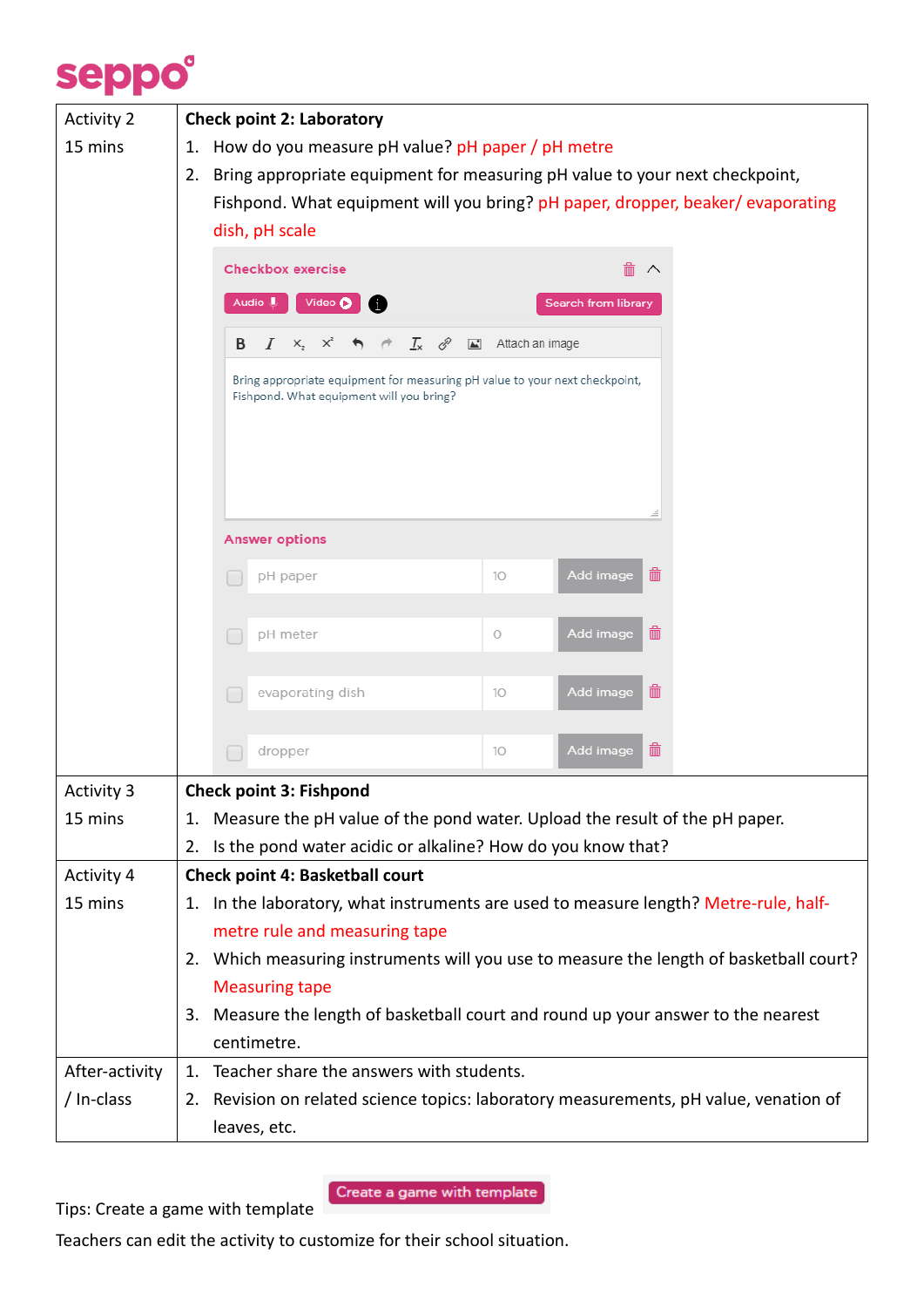| | |
|---|---|
| Activity 2<br>15 mins | **Check point 2: Laboratory**<br>1. How do you measure pH value? pH paper / pH metre<br>2. Bring appropriate equipment for measuring pH value to your next checkpoint, Fishpond. What equipment will you bring? pH paper, dropper, beaker/ evaporating dish, pH scale<br><br>Checkbox exercise<br>Audio · Video · Search from library<br>Attach an image<br>Bring appropriate equipment for measuring pH value to your next checkpoint, Fishpond. What equipment will you bring?<br>Answer options<br>pH paper — 10 — Add image<br>pH meter — 0 — Add image<br>evaporating dish — 10 — Add image<br>dropper — 10 — Add image |
| Activity 3<br>15 mins | **Check point 3: Fishpond**<br>1. Measure the pH value of the pond water. Upload the result of the pH paper.<br>2. Is the pond water acidic or alkaline? How do you know that? |
| Activity 4<br>15 mins | **Check point 4: Basketball court**<br>1. In the laboratory, what instruments are used to measure length? Metre-rule, half-metre rule and measuring tape<br>2. Which measuring instruments will you use to measure the length of basketball court? Measuring tape<br>3. Measure the length of basketball court and round up your answer to the nearest centimetre. |
| After-activity / In-class | 1. Teacher share the answers with students.<br>2. Revision on related science topics: laboratory measurements, pH value, venation of leaves, etc. |

Tips: Create a game with template [Create a game with template]

Teachers can edit the activity to customize for their school situation.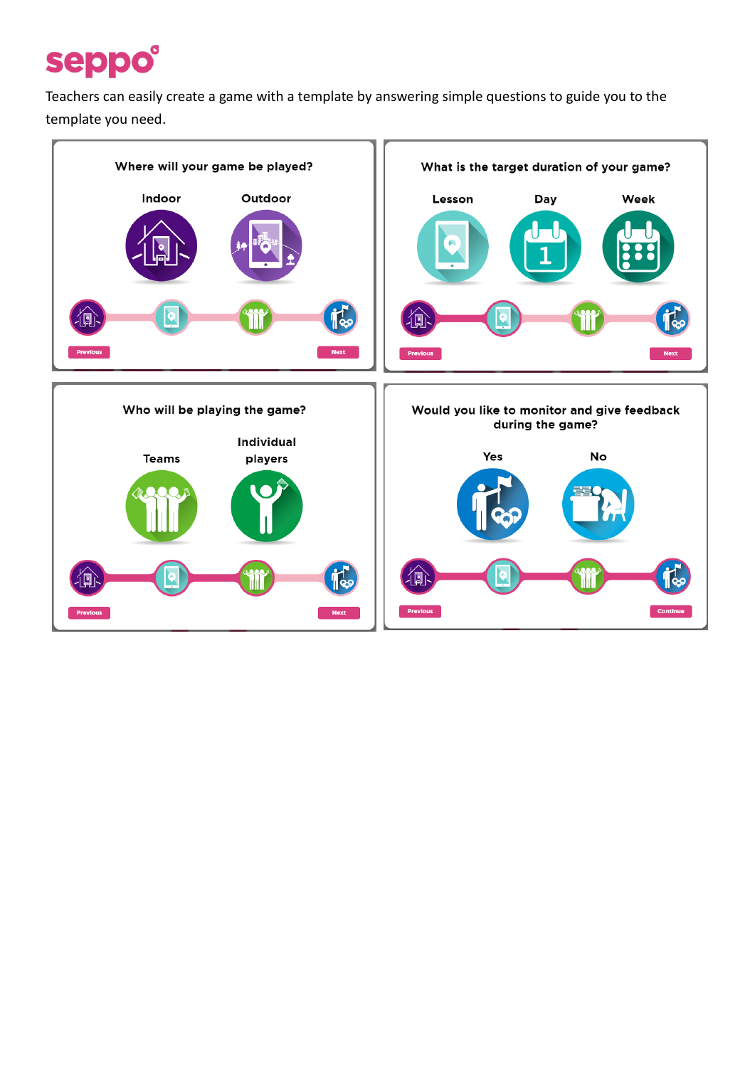seppo

Teachers can easily create a game with a template by answering simple questions to guide you to the template you need.

Where will your game be played?

Indoor

Outdoor

Previous

Next

What is the target duration of your game?

Lesson

Day

Week

Previous

Next

Who will be playing the game?

Teams

Individual players

Previous

Next

Would you like to monitor and give feedback during the game?

Yes

No

Previous

Continue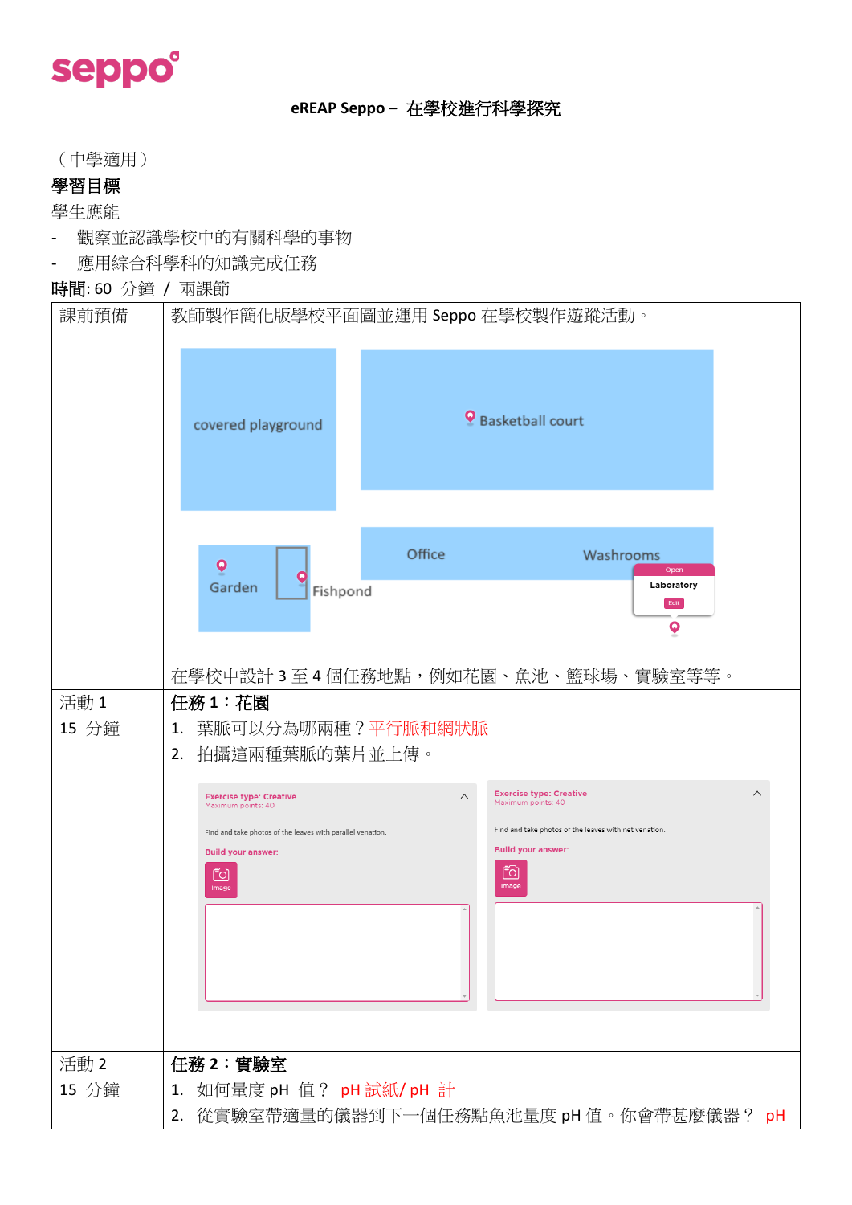**eREAP Seppo – 在學校進行科學探究**

（中學適用）

**學習目標**

學生應能

- 觀察並認識學校中的有關科學的事物
- 應用綜合科學科的知識完成任務

**時間**: 60 分鐘 / 兩課節

| 課前預備 | 教師製作簡化版學校平面圖並運用 Seppo 在學校製作遊蹤活動。<br><br>covered playground　Basketball court　Office　Washrooms　Garden　Fishpond　Laboratory<br><br>在學校中設計 3 至 4 個任務地點，例如花園、魚池、籃球場、實驗室等等。 |
|---|---|
| 活動 1<br>15 分鐘 | **任務 1：花園**<br>1. 葉脈可以分為哪兩種？平行脈和網狀脈<br>2. 拍攝這兩種葉脈的葉片並上傳。<br><br>Exercise type: Creative<br>Maximum points: 40<br>Find and take photos of the leaves with parallel venation.<br>Build your answer:<br>Image<br><br>Exercise type: Creative<br>Maximum points: 40<br>Find and take photos of the leaves with net venation.<br>Build your answer:<br>Image |
| 活動 2<br>15 分鐘 | **任務 2：實驗室**<br>1. 如何量度 pH 值？ pH 試紙/ pH 計<br>2. 從實驗室帶適量的儀器到下一個任務點魚池量度 pH 值。你會帶甚麼儀器？ pH |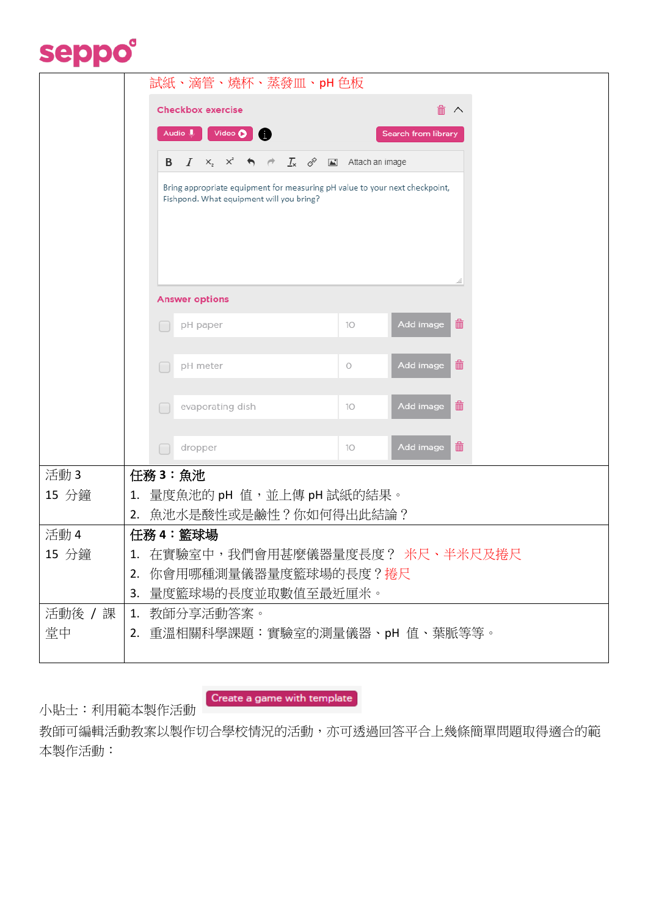| | |
|---|---|
| | 試紙、滴管、燒杯、蒸發皿、pH 色板<br>Checkbox exercise<br>Audio Video Search from library<br>Attach an image<br>Bring appropriate equipment for measuring pH value to your next checkpoint, Fishpond. What equipment will you bring?<br>Answer options<br>pH paper 10 Add image<br>pH meter 0 Add image<br>evaporating dish 10 Add image<br>dropper 10 Add image |
| 活動 3<br>15 分鐘 | **任務 3：魚池**<br>1. 量度魚池的 pH 值，並上傳 pH 試紙的結果。<br>2. 魚池水是酸性或是鹼性？你如何得出此結論？ |
| 活動 4<br>15 分鐘 | **任務 4：籃球場**<br>1. 在實驗室中，我們會用甚麼儀器量度長度？ 米尺、半米尺及捲尺<br>2. 你會用哪種測量儀器量度籃球場的長度？捲尺<br>3. 量度籃球場的長度並取數值至最近厘米。 |
| 活動後 / 課堂中 | 1. 教師分享活動答案。<br>2. 重溫相關科學課題：實驗室的測量儀器、pH 值、葉脈等等。 |

小貼士：利用範本製作活動 Create a game with template

教師可編輯活動教案以製作切合學校情況的活動，亦可透過回答平台上幾條簡單問題取得適合的範本製作活動：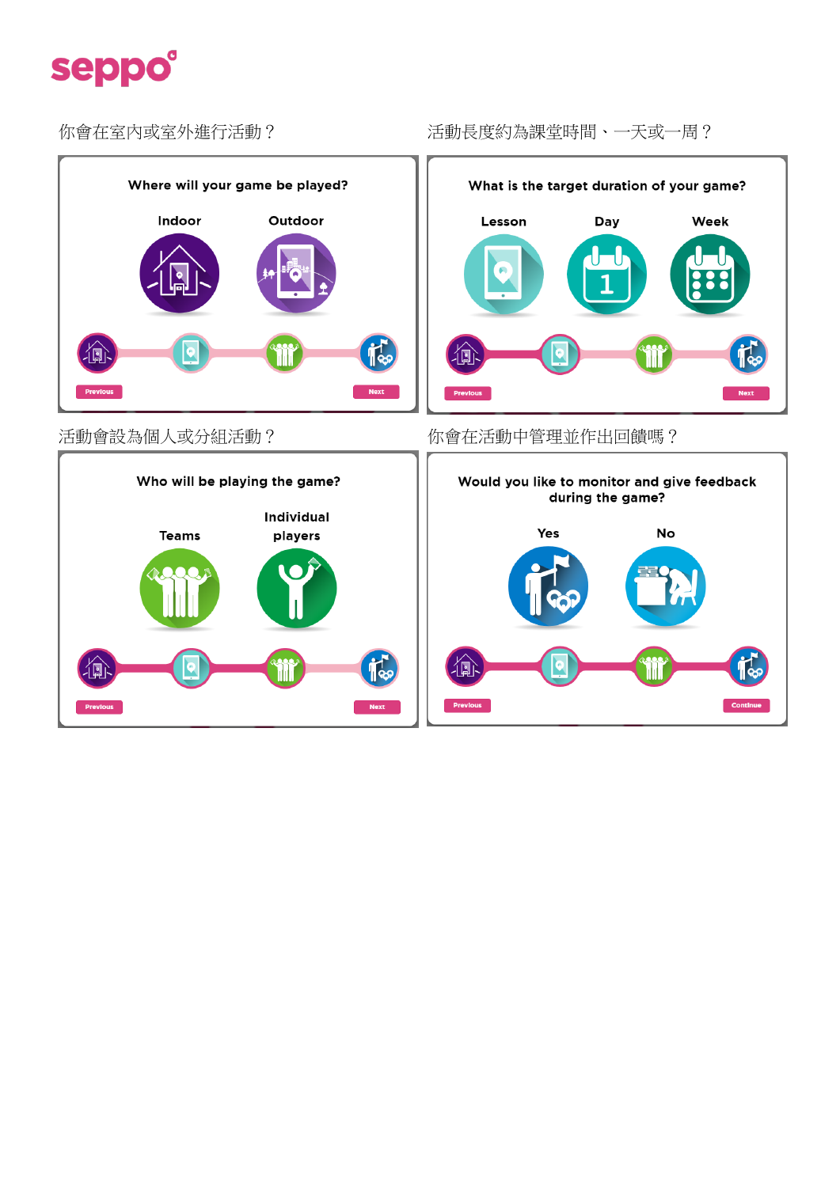seppo

你會在室內或室外進行活動？

Where will your game be played?

Indoor

Outdoor

Previous

Next

活動長度約為課堂時間、一天或一周？

What is the target duration of your game?

Lesson

Day

Week

Previous

Next

活動會設為個人或分組活動？

Who will be playing the game?

Teams

Individual players

Previous

Next

你會在活動中管理並作出回饋嗎？

Would you like to monitor and give feedback during the game?

Yes

No

Previous

Continue